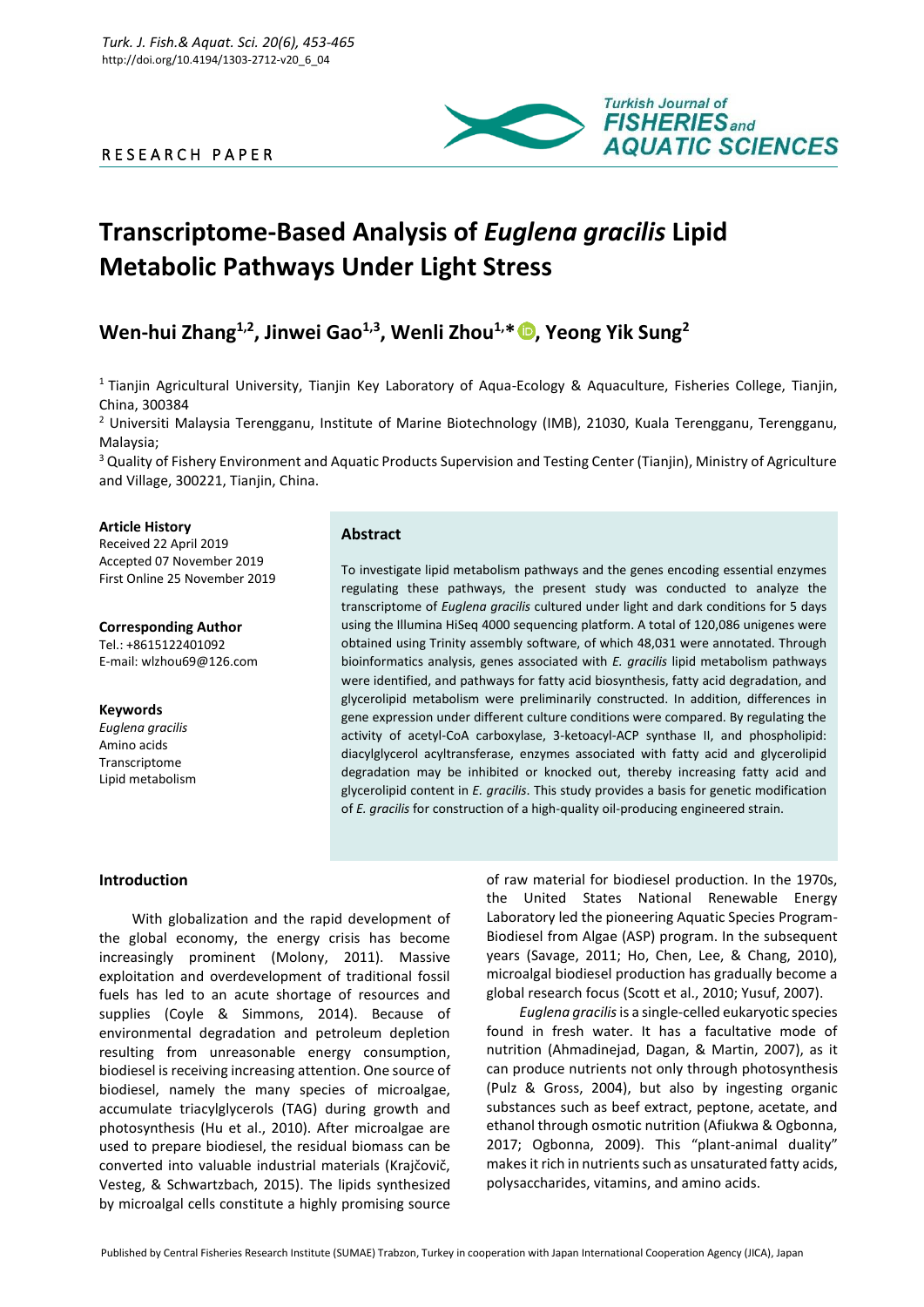RESEARCH PAPER

# Transcriptome-Based Analysis of *Euglena gracilis* Lipid Metabolic Pathways Under Light Stress

## Wen-hui Zhang[1,2], Jinwei Gao[1,3], Wenli Zhou[1,*], Yeong Yik Sung[2]

[1] Tianjin Agricultural University, Tianjin Key Laboratory of Aqua-Ecology & Aquaculture, Fisheries College, Tianjin, China, 300384

[2] Universiti Malaysia Terengganu, Institute of Marine Biotechnology (IMB), 21030, Kuala Terengganu, Terengganu, Malaysia;

[3] Quality of Fishery Environment and Aquatic Products Supervision and Testing Center (Tianjin), Ministry of Agriculture and Village, 300221, Tianjin, China.

**Article History**
Received 22 April 2019
Accepted 07 November 2019
First Online 25 November 2019

**Corresponding Author**
Tel.: +8615122401092
E-mail: wlzhou69@126.com

**Keywords**
*Euglena gracilis*
Amino acids
Transcriptome
Lipid metabolism

### Abstract

To investigate lipid metabolism pathways and the genes encoding essential enzymes regulating these pathways, the present study was conducted to analyze the transcriptome of *Euglena gracilis* cultured under light and dark conditions for 5 days using the Illumina HiSeq 4000 sequencing platform. A total of 120,086 unigenes were obtained using Trinity assembly software, of which 48,031 were annotated. Through bioinformatics analysis, genes associated with *E. gracilis* lipid metabolism pathways were identified, and pathways for fatty acid biosynthesis, fatty acid degradation, and glycerolipid metabolism were preliminarily constructed. In addition, differences in gene expression under different culture conditions were compared. By regulating the activity of acetyl-CoA carboxylase, 3-ketoacyl-ACP synthase II, and phospholipid: diacylglycerol acyltransferase, enzymes associated with fatty acid and glycerolipid degradation may be inhibited or knocked out, thereby increasing fatty acid and glycerolipid content in *E. gracilis*. This study provides a basis for genetic modification of *E. gracilis* for construction of a high-quality oil-producing engineered strain.

### Introduction

With globalization and the rapid development of the global economy, the energy crisis has become increasingly prominent (Molony, 2011). Massive exploitation and overdevelopment of traditional fossil fuels has led to an acute shortage of resources and supplies (Coyle & Simmons, 2014). Because of environmental degradation and petroleum depletion resulting from unreasonable energy consumption, biodiesel is receiving increasing attention. One source of biodiesel, namely the many species of microalgae, accumulate triacylglycerols (TAG) during growth and photosynthesis (Hu et al., 2010). After microalgae are used to prepare biodiesel, the residual biomass can be converted into valuable industrial materials (Krajčovič, Vesteg, & Schwartzbach, 2015). The lipids synthesized by microalgal cells constitute a highly promising source of raw material for biodiesel production. In the 1970s, the United States National Renewable Energy Laboratory led the pioneering Aquatic Species Program-Biodiesel from Algae (ASP) program. In the subsequent years (Savage, 2011; Ho, Chen, Lee, & Chang, 2010), microalgal biodiesel production has gradually become a global research focus (Scott et al., 2010; Yusuf, 2007).

*Euglena gracilis* is a single-celled eukaryotic species found in fresh water. It has a facultative mode of nutrition (Ahmadinejad, Dagan, & Martin, 2007), as it can produce nutrients not only through photosynthesis (Pulz & Gross, 2004), but also by ingesting organic substances such as beef extract, peptone, acetate, and ethanol through osmotic nutrition (Afiukwa & Ogbonna, 2017; Ogbonna, 2009). This "plant-animal duality" makes it rich in nutrients such as unsaturated fatty acids, polysaccharides, vitamins, and amino acids.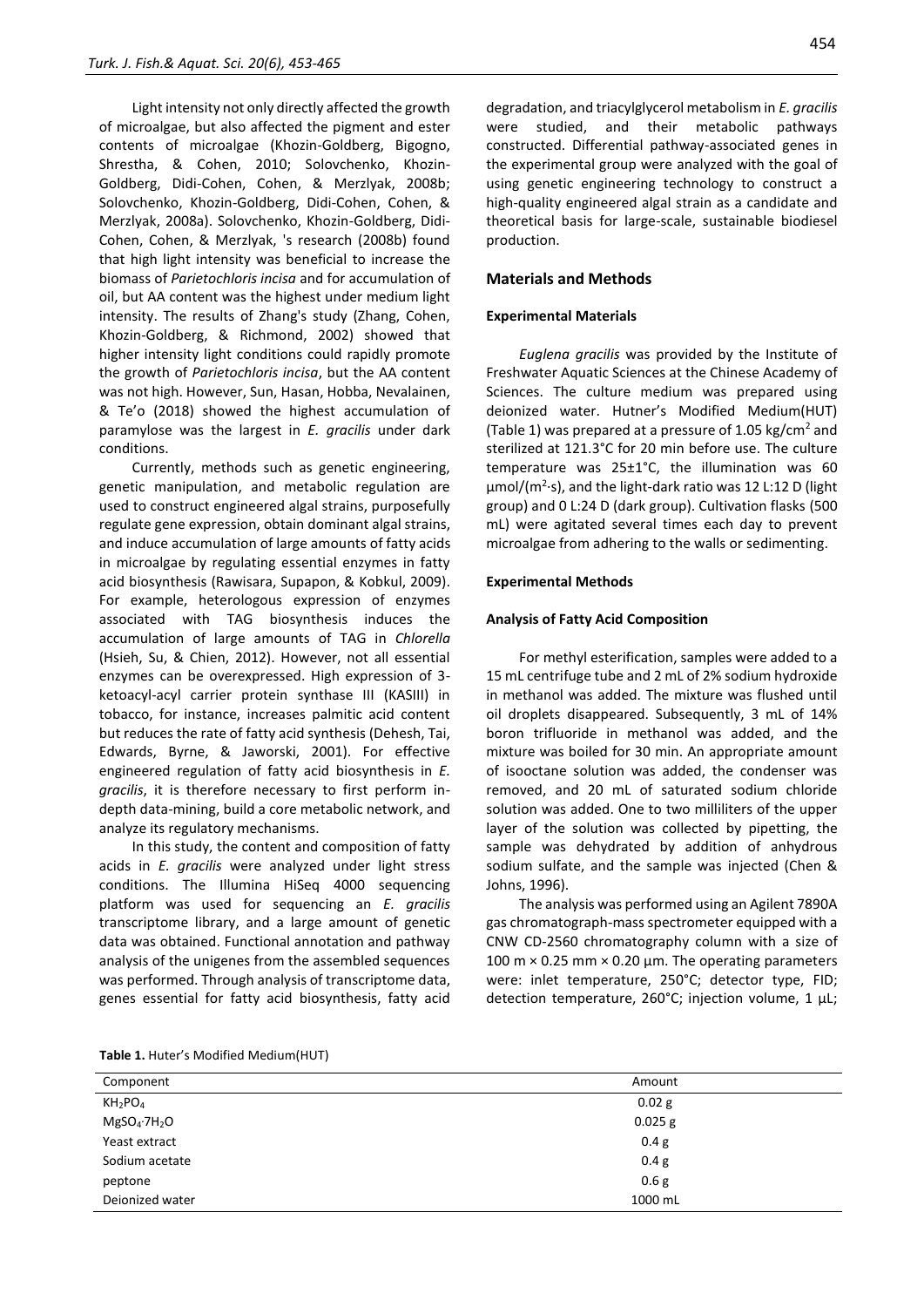Light intensity not only directly affected the growth of microalgae, but also affected the pigment and ester contents of microalgae (Khozin-Goldberg, Bigogno, Shrestha, & Cohen, 2010; Solovchenko, Khozin-Goldberg, Didi-Cohen, Cohen, & Merzlyak, 2008b; Solovchenko, Khozin-Goldberg, Didi-Cohen, Cohen, & Merzlyak, 2008a). Solovchenko, Khozin-Goldberg, Didi-Cohen, Cohen, & Merzlyak, 's research (2008b) found that high light intensity was beneficial to increase the biomass of *Parietochloris incisa* and for accumulation of oil, but AA content was the highest under medium light intensity. The results of Zhang's study (Zhang, Cohen, Khozin-Goldberg, & Richmond, 2002) showed that higher intensity light conditions could rapidly promote the growth of *Parietochloris incisa*, but the AA content was not high. However, Sun, Hasan, Hobba, Nevalainen, & Te'o (2018) showed the highest accumulation of paramylose was the largest in *E. gracilis* under dark conditions.

Currently, methods such as genetic engineering, genetic manipulation, and metabolic regulation are used to construct engineered algal strains, purposefully regulate gene expression, obtain dominant algal strains, and induce accumulation of large amounts of fatty acids in microalgae by regulating essential enzymes in fatty acid biosynthesis (Rawisara, Supapon, & Kobkul, 2009). For example, heterologous expression of enzymes associated with TAG biosynthesis induces the accumulation of large amounts of TAG in *Chlorella* (Hsieh, Su, & Chien, 2012). However, not all essential enzymes can be overexpressed. High expression of 3-ketoacyl-acyl carrier protein synthase III (KASIII) in tobacco, for instance, increases palmitic acid content but reduces the rate of fatty acid synthesis (Dehesh, Tai, Edwards, Byrne, & Jaworski, 2001). For effective engineered regulation of fatty acid biosynthesis in *E. gracilis*, it is therefore necessary to first perform in-depth data-mining, build a core metabolic network, and analyze its regulatory mechanisms.

In this study, the content and composition of fatty acids in *E. gracilis* were analyzed under light stress conditions. The Illumina HiSeq 4000 sequencing platform was used for sequencing an *E. gracilis* transcriptome library, and a large amount of genetic data was obtained. Functional annotation and pathway analysis of the unigenes from the assembled sequences was performed. Through analysis of transcriptome data, genes essential for fatty acid biosynthesis, fatty acid degradation, and triacylglycerol metabolism in *E. gracilis* were studied, and their metabolic pathways constructed. Differential pathway-associated genes in the experimental group were analyzed with the goal of using genetic engineering technology to construct a high-quality engineered algal strain as a candidate and theoretical basis for large-scale, sustainable biodiesel production.

## Materials and Methods

### Experimental Materials

*Euglena gracilis* was provided by the Institute of Freshwater Aquatic Sciences at the Chinese Academy of Sciences. The culture medium was prepared using deionized water. Hutner's Modified Medium(HUT) (Table 1) was prepared at a pressure of 1.05 kg/cm$^2$ and sterilized at 121.3°C for 20 min before use. The culture temperature was 25±1°C, the illumination was 60 μmol/(m$^2$·s), and the light-dark ratio was 12 L:12 D (light group) and 0 L:24 D (dark group). Cultivation flasks (500 mL) were agitated several times each day to prevent microalgae from adhering to the walls or sedimenting.

### Experimental Methods

#### Analysis of Fatty Acid Composition

For methyl esterification, samples were added to a 15 mL centrifuge tube and 2 mL of 2% sodium hydroxide in methanol was added. The mixture was flushed until oil droplets disappeared. Subsequently, 3 mL of 14% boron trifluoride in methanol was added, and the mixture was boiled for 30 min. An appropriate amount of isooctane solution was added, the condenser was removed, and 20 mL of saturated sodium chloride solution was added. One to two milliliters of the upper layer of the solution was collected by pipetting, the sample was dehydrated by addition of anhydrous sodium sulfate, and the sample was injected (Chen & Johns, 1996).

The analysis was performed using an Agilent 7890A gas chromatograph-mass spectrometer equipped with a CNW CD-2560 chromatography column with a size of 100 m × 0.25 mm × 0.20 μm. The operating parameters were: inlet temperature, 250°C; detector type, FID; detection temperature, 260°C; injection volume, 1 μL;

**Table 1.** Huter's Modified Medium(HUT)

| Component | Amount |
|---|---|
| $KH_2PO_4$ | 0.02 g |
| $MgSO_4{\cdot}7H_2O$ | 0.025 g |
| Yeast extract | 0.4 g |
| Sodium acetate | 0.4 g |
| peptone | 0.6 g |
| Deionized water | 1000 mL |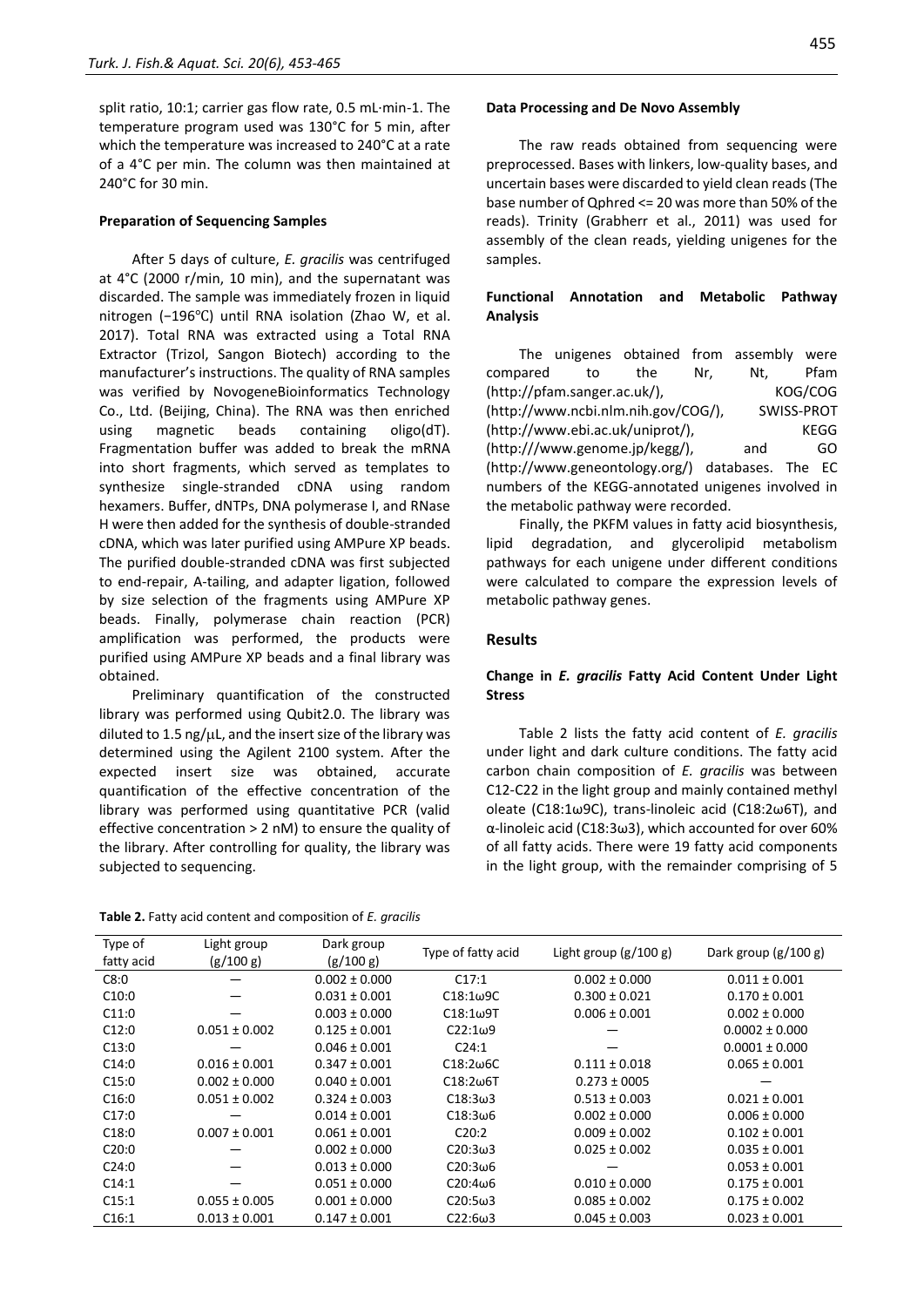split ratio, 10:1; carrier gas flow rate, 0.5 mL·min-1. The temperature program used was 130°C for 5 min, after which the temperature was increased to 240°C at a rate of a 4°C per min. The column was then maintained at 240°C for 30 min.

### Preparation of Sequencing Samples

After 5 days of culture, *E. gracilis* was centrifuged at 4°C (2000 r/min, 10 min), and the supernatant was discarded. The sample was immediately frozen in liquid nitrogen (−196℃) until RNA isolation (Zhao W, et al. 2017). Total RNA was extracted using a Total RNA Extractor (Trizol, Sangon Biotech) according to the manufacturer's instructions. The quality of RNA samples was verified by NovogeneBioinformatics Technology Co., Ltd. (Beijing, China). The RNA was then enriched using magnetic beads containing oligo(dT). Fragmentation buffer was added to break the mRNA into short fragments, which served as templates to synthesize single-stranded cDNA using random hexamers. Buffer, dNTPs, DNA polymerase I, and RNase H were then added for the synthesis of double-stranded cDNA, which was later purified using AMPure XP beads. The purified double-stranded cDNA was first subjected to end-repair, A-tailing, and adapter ligation, followed by size selection of the fragments using AMPure XP beads. Finally, polymerase chain reaction (PCR) amplification was performed, the products were purified using AMPure XP beads and a final library was obtained.

Preliminary quantification of the constructed library was performed using Qubit2.0. The library was diluted to 1.5 ng/μL, and the insert size of the library was determined using the Agilent 2100 system. After the expected insert size was obtained, accurate quantification of the effective concentration of the library was performed using quantitative PCR (valid effective concentration > 2 nM) to ensure the quality of the library. After controlling for quality, the library was subjected to sequencing.

### Data Processing and De Novo Assembly

The raw reads obtained from sequencing were preprocessed. Bases with linkers, low-quality bases, and uncertain bases were discarded to yield clean reads (The base number of Qphred <= 20 was more than 50% of the reads). Trinity (Grabherr et al., 2011) was used for assembly of the clean reads, yielding unigenes for the samples.

### Functional Annotation and Metabolic Pathway Analysis

The unigenes obtained from assembly were compared to the Nr, Nt, Pfam (http://pfam.sanger.ac.uk/), KOG/COG (http://www.ncbi.nlm.nih.gov/COG/), SWISS-PROT (http://www.ebi.ac.uk/uniprot/), KEGG (http:///www.genome.jp/kegg/), and GO (http://www.geneontology.org/) databases. The EC numbers of the KEGG-annotated unigenes involved in the metabolic pathway were recorded.

Finally, the PKFM values in fatty acid biosynthesis, lipid degradation, and glycerolipid metabolism pathways for each unigene under different conditions were calculated to compare the expression levels of metabolic pathway genes.

## Results

### Change in *E. gracilis* Fatty Acid Content Under Light Stress

Table 2 lists the fatty acid content of *E. gracilis* under light and dark culture conditions. The fatty acid carbon chain composition of *E. gracilis* was between C12-C22 in the light group and mainly contained methyl oleate (C18:1ω9C), trans-linoleic acid (C18:2ω6T), and α-linoleic acid (C18:3ω3), which accounted for over 60% of all fatty acids. There were 19 fatty acid components in the light group, with the remainder comprising of 5

**Table 2.** Fatty acid content and composition of *E. gracilis*

| Type of fatty acid | Light group (g/100 g) | Dark group (g/100 g) | Type of fatty acid | Light group (g/100 g) | Dark group (g/100 g) |
|---|---|---|---|---|---|
| C8:0 | — | 0.002 ± 0.000 | C17:1 | 0.002 ± 0.000 | 0.011 ± 0.001 |
| C10:0 | — | 0.031 ± 0.001 | C18:1ω9C | 0.300 ± 0.021 | 0.170 ± 0.001 |
| C11:0 | — | 0.003 ± 0.000 | C18:1ω9T | 0.006 ± 0.001 | 0.002 ± 0.000 |
| C12:0 | 0.051 ± 0.002 | 0.125 ± 0.001 | C22:1ω9 | — | 0.0002 ± 0.000 |
| C13:0 | — | 0.046 ± 0.001 | C24:1 | — | 0.0001 ± 0.000 |
| C14:0 | 0.016 ± 0.001 | 0.347 ± 0.001 | C18:2ω6C | 0.111 ± 0.018 | 0.065 ± 0.001 |
| C15:0 | 0.002 ± 0.000 | 0.040 ± 0.001 | C18:2ω6T | 0.273 ± 0005 | — |
| C16:0 | 0.051 ± 0.002 | 0.324 ± 0.003 | C18:3ω3 | 0.513 ± 0.003 | 0.021 ± 0.001 |
| C17:0 | — | 0.014 ± 0.001 | C18:3ω6 | 0.002 ± 0.000 | 0.006 ± 0.000 |
| C18:0 | 0.007 ± 0.001 | 0.061 ± 0.001 | C20:2 | 0.009 ± 0.002 | 0.102 ± 0.001 |
| C20:0 | — | 0.002 ± 0.000 | C20:3ω3 | 0.025 ± 0.002 | 0.035 ± 0.001 |
| C24:0 | — | 0.013 ± 0.000 | C20:3ω6 | — | 0.053 ± 0.001 |
| C14:1 | — | 0.051 ± 0.000 | C20:4ω6 | 0.010 ± 0.000 | 0.175 ± 0.001 |
| C15:1 | 0.055 ± 0.005 | 0.001 ± 0.000 | C20:5ω3 | 0.085 ± 0.002 | 0.175 ± 0.002 |
| C16:1 | 0.013 ± 0.001 | 0.147 ± 0.001 | C22:6ω3 | 0.045 ± 0.003 | 0.023 ± 0.001 |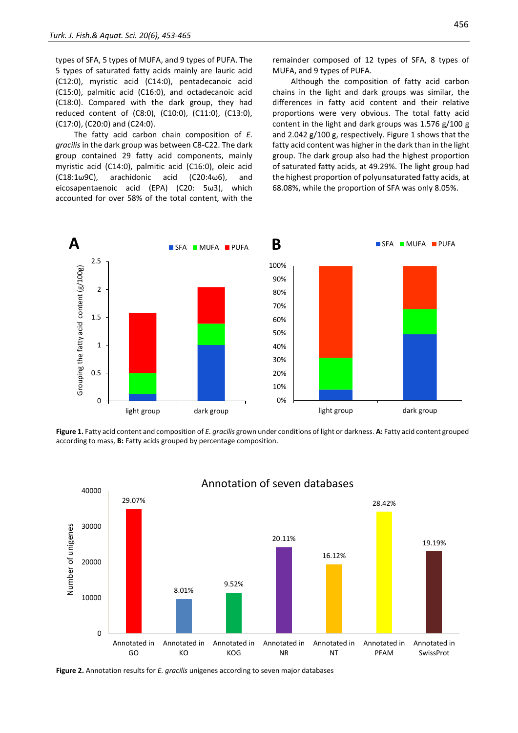types of SFA, 5 types of MUFA, and 9 types of PUFA. The 5 types of saturated fatty acids mainly are lauric acid (C12:0), myristic acid (C14:0), pentadecanoic acid (C15:0), palmitic acid (C16:0), and octadecanoic acid (C18:0). Compared with the dark group, they had reduced content of (C8:0), (C10:0), (C11:0), (C13:0), (C17:0), (C20:0) and (C24:0).

The fatty acid carbon chain composition of *E. gracilis* in the dark group was between C8-C22. The dark group contained 29 fatty acid components, mainly myristic acid (C14:0), palmitic acid (C16:0), oleic acid (C18:1ω9C), arachidonic acid (C20:4ω6), and eicosapentaenoic acid (EPA) (C20: 5ω3), which accounted for over 58% of the total content, with the remainder composed of 12 types of SFA, 8 types of MUFA, and 9 types of PUFA.

Although the composition of fatty acid carbon chains in the light and dark groups was similar, the differences in fatty acid content and their relative proportions were very obvious. The total fatty acid content in the light and dark groups was 1.576 g/100 g and 2.042 g/100 g, respectively. Figure 1 shows that the fatty acid content was higher in the dark than in the light group. The dark group also had the highest proportion of saturated fatty acids, at 49.29%. The light group had the highest proportion of polyunsaturated fatty acids, at 68.08%, while the proportion of SFA was only 8.05%.

**Figure 1.** Fatty acid content and composition of *E. gracilis* grown under conditions of light or darkness. **A:** Fatty acid content grouped according to mass, **B:** Fatty acids grouped by percentage composition.

**Figure 2.** Annotation results for *E. gracilis* unigenes according to seven major databases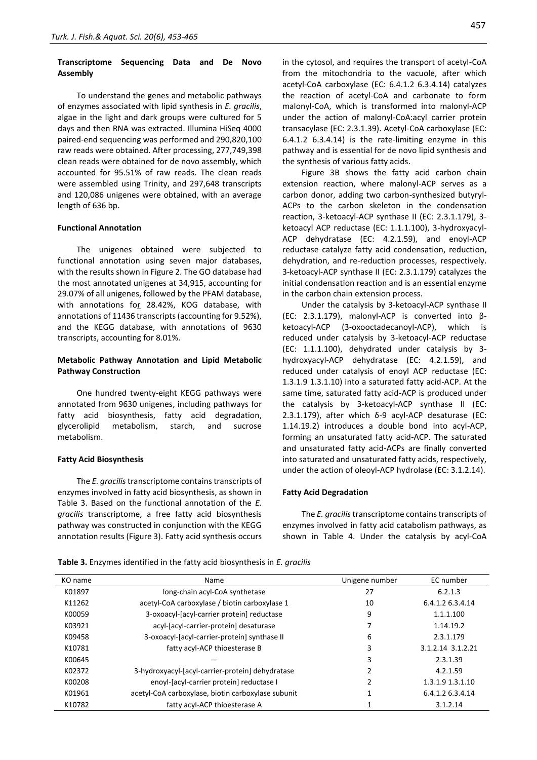### Transcriptome Sequencing Data and De Novo Assembly

To understand the genes and metabolic pathways of enzymes associated with lipid synthesis in *E. gracilis*, algae in the light and dark groups were cultured for 5 days and then RNA was extracted. Illumina HiSeq 4000 paired-end sequencing was performed and 290,820,100 raw reads were obtained. After processing, 277,749,398 clean reads were obtained for de novo assembly, which accounted for 95.51% of raw reads. The clean reads were assembled using Trinity, and 297,648 transcripts and 120,086 unigenes were obtained, with an average length of 636 bp.

### Functional Annotation

The unigenes obtained were subjected to functional annotation using seven major databases, with the results shown in Figure 2. The GO database had the most annotated unigenes at 34,915, accounting for 29.07% of all unigenes, followed by the PFAM database, with annotations for 28.42%, KOG database, with annotations of 11436 transcripts (accounting for 9.52%), and the KEGG database, with annotations of 9630 transcripts, accounting for 8.01%.

### Metabolic Pathway Annotation and Lipid Metabolic Pathway Construction

One hundred twenty-eight KEGG pathways were annotated from 9630 unigenes, including pathways for fatty acid biosynthesis, fatty acid degradation, glycerolipid metabolism, starch, and sucrose metabolism.

### Fatty Acid Biosynthesis

The *E. gracilis* transcriptome contains transcripts of enzymes involved in fatty acid biosynthesis, as shown in Table 3. Based on the functional annotation of the *E. gracilis* transcriptome, a free fatty acid biosynthesis pathway was constructed in conjunction with the KEGG annotation results (Figure 3). Fatty acid synthesis occurs in the cytosol, and requires the transport of acetyl-CoA from the mitochondria to the vacuole, after which acetyl-CoA carboxylase (EC: 6.4.1.2 6.3.4.14) catalyzes the reaction of acetyl-CoA and carbonate to form malonyl-CoA, which is transformed into malonyl-ACP under the action of malonyl-CoA:acyl carrier protein transacylase (EC: 2.3.1.39). Acetyl-CoA carboxylase (EC: 6.4.1.2 6.3.4.14) is the rate-limiting enzyme in this pathway and is essential for de novo lipid synthesis and the synthesis of various fatty acids.

Figure 3B shows the fatty acid carbon chain extension reaction, where malonyl-ACP serves as a carbon donor, adding two carbon-synthesized butyryl-ACPs to the carbon skeleton in the condensation reaction, 3-ketoacyl-ACP synthase II (EC: 2.3.1.179), 3-ketoacyl ACP reductase (EC: 1.1.1.100), 3-hydroxyacyl-ACP dehydratase (EC: 4.2.1.59), and enoyl-ACP reductase catalyze fatty acid condensation, reduction, dehydration, and re-reduction processes, respectively. 3-ketoacyl-ACP synthase II (EC: 2.3.1.179) catalyzes the initial condensation reaction and is an essential enzyme in the carbon chain extension process.

Under the catalysis by 3-ketoacyl-ACP synthase II (EC: 2.3.1.179), malonyl-ACP is converted into β-ketoacyl-ACP (3-oxooctadecanoyl-ACP), which is reduced under catalysis by 3-ketoacyl-ACP reductase (EC: 1.1.1.100), dehydrated under catalysis by 3-hydroxyacyl-ACP dehydratase (EC: 4.2.1.59), and reduced under catalysis of enoyl ACP reductase (EC: 1.3.1.9 1.3.1.10) into a saturated fatty acid-ACP. At the same time, saturated fatty acid-ACP is produced under the catalysis by 3-ketoacyl-ACP synthase II (EC: 2.3.1.179), after which δ-9 acyl-ACP desaturase (EC: 1.14.19.2) introduces a double bond into acyl-ACP, forming an unsaturated fatty acid-ACP. The saturated and unsaturated fatty acid-ACPs are finally converted into saturated and unsaturated fatty acids, respectively, under the action of oleoyl-ACP hydrolase (EC: 3.1.2.14).

### Fatty Acid Degradation

The *E. gracilis* transcriptome contains transcripts of enzymes involved in fatty acid catabolism pathways, as shown in Table 4. Under the catalysis by acyl-CoA

**Table 3.** Enzymes identified in the fatty acid biosynthesis in *E. gracilis*

| KO name | Name | Unigene number | EC number |
|---|---|---|---|
| K01897 | long-chain acyl-CoA synthetase | 27 | 6.2.1.3 |
| K11262 | acetyl-CoA carboxylase / biotin carboxylase 1 | 10 | 6.4.1.2 6.3.4.14 |
| K00059 | 3-oxoacyl-[acyl-carrier protein] reductase | 9 | 1.1.1.100 |
| K03921 | acyl-[acyl-carrier-protein] desaturase | 7 | 1.14.19.2 |
| K09458 | 3-oxoacyl-[acyl-carrier-protein] synthase II | 6 | 2.3.1.179 |
| K10781 | fatty acyl-ACP thioesterase B | 3 | 3.1.2.14 3.1.2.21 |
| K00645 | — | 3 | 2.3.1.39 |
| K02372 | 3-hydroxyacyl-[acyl-carrier-protein] dehydratase | 2 | 4.2.1.59 |
| K00208 | enoyl-[acyl carrier protein] reductase I | 2 | 1.3.1.9 1.3.1.10 |
| K01961 | acetyl-CoA carboxylase, biotin carboxylase subunit | 1 | 6.4.1.2 6.3.4.14 |
| K10782 | fatty acyl-ACP thioesterase A | 1 | 3.1.2.14 |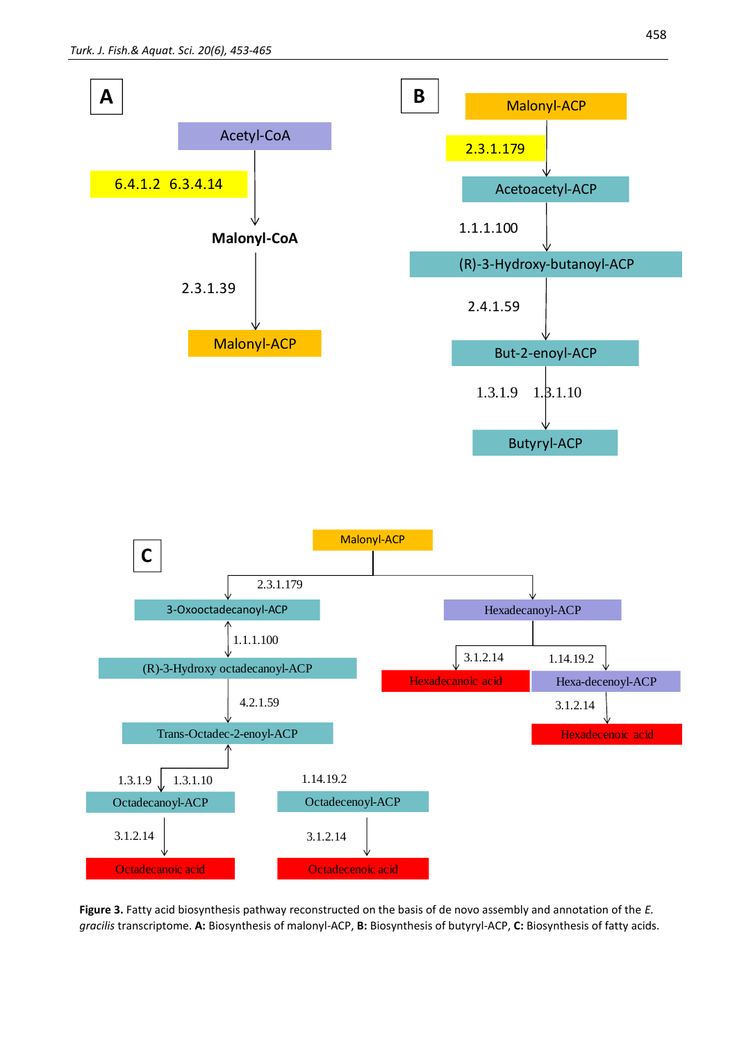**A**

Acetyl-CoA

6.4.1.2 6.3.4.14

**Malonyl-CoA**

2.3.1.39

Malonyl-ACP

**B**

Malonyl-ACP

2.3.1.179

Acetoacetyl-ACP

1.1.1.100

(R)-3-Hydroxy-butanoyl-ACP

2.4.1.59

But-2-enoyl-ACP

1.3.1.9 1.3.1.10

Butyryl-ACP

**C**

Malonyl-ACP

2.3.1.179

3-Oxooctadecanoyl-ACP

1.1.1.100

(R)-3-Hydroxy octadecanoyl-ACP

4.2.1.59

Trans-Octadec-2-enoyl-ACP

1.3.1.9 1.3.1.10

Octadecanoyl-ACP

3.1.2.14

Octadecanoic acid

1.14.19.2

Octadecenoyl-ACP

3.1.2.14

Octadecenoic acid

Hexadecanoyl-ACP

3.1.2.14

Hexadecanoic acid

1.14.19.2

Hexa-decenoyl-ACP

3.1.2.14

Hexadecenoic acid

**Figure 3.** Fatty acid biosynthesis pathway reconstructed on the basis of de novo assembly and annotation of the *E. gracilis* transcriptome. **A:** Biosynthesis of malonyl-ACP, **B:** Biosynthesis of butyryl-ACP, **C:** Biosynthesis of fatty acids.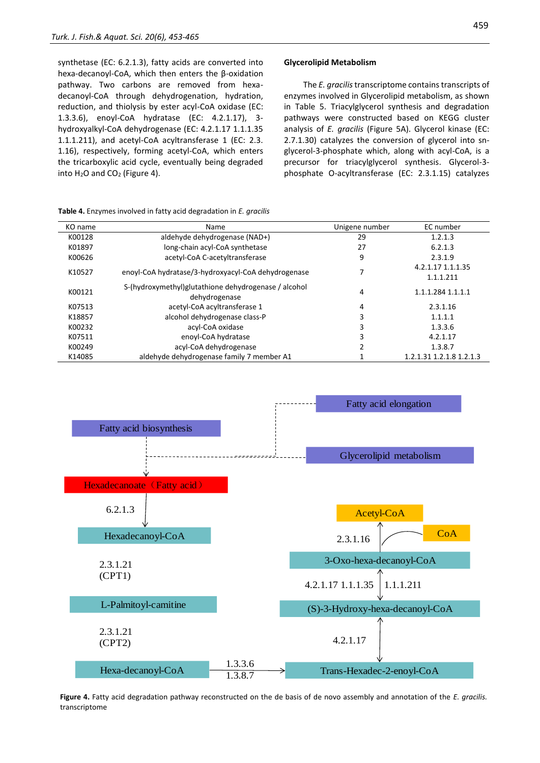synthetase (EC: 6.2.1.3), fatty acids are converted into hexa-decanoyl-CoA, which then enters the β-oxidation pathway. Two carbons are removed from hexa-decanoyl-CoA through dehydrogenation, hydration, reduction, and thiolysis by ester acyl-CoA oxidase (EC: 1.3.3.6), enoyl-CoA hydratase (EC: 4.2.1.17), 3-hydroxyalkyl-CoA dehydrogenase (EC: 4.2.1.17 1.1.1.35 1.1.1.211), and acetyl-CoA acyltransferase 1 (EC: 2.3.1.16), respectively, forming acetyl-CoA, which enters the tricarboxylic acid cycle, eventually being degraded into $H_2O$ and $CO_2$ (Figure 4).

## Glycerolipid Metabolism

The *E. gracilis* transcriptome contains transcripts of enzymes involved in Glycerolipid metabolism, as shown in Table 5. Triacylglycerol synthesis and degradation pathways were constructed based on KEGG cluster analysis of *E. gracilis* (Figure 5A). Glycerol kinase (EC: 2.7.1.30) catalyzes the conversion of glycerol into sn-glycerol-3-phosphate which, along with acyl-CoA, is a precursor for triacylglycerol synthesis. Glycerol-3-phosphate O-acyltransferase (EC: 2.3.1.15) catalyzes

**Table 4.** Enzymes involved in fatty acid degradation in *E. gracilis*

| KO name | Name | Unigene number | EC number |
|---|---|---|---|
| K00128 | aldehyde dehydrogenase (NAD+) | 29 | 1.2.1.3 |
| K01897 | long-chain acyl-CoA synthetase | 27 | 6.2.1.3 |
| K00626 | acetyl-CoA C-acetyltransferase | 9 | 2.3.1.9 |
| K10527 | enoyl-CoA hydratase/3-hydroxyacyl-CoA dehydrogenase | 7 | 4.2.1.17 1.1.1.35 1.1.1.211 |
| K00121 | S-(hydroxymethyl)glutathione dehydrogenase / alcohol dehydrogenase | 4 | 1.1.1.284 1.1.1.1 |
| K07513 | acetyl-CoA acyltransferase 1 | 4 | 2.3.1.16 |
| K18857 | alcohol dehydrogenase class-P | 3 | 1.1.1.1 |
| K00232 | acyl-CoA oxidase | 3 | 1.3.3.6 |
| K07511 | enoyl-CoA hydratase | 3 | 4.2.1.17 |
| K00249 | acyl-CoA dehydrogenase | 2 | 1.3.8.7 |
| K14085 | aldehyde dehydrogenase family 7 member A1 | 1 | 1.2.1.31 1.2.1.8 1.2.1.3 |

**Figure 4.** Fatty acid degradation pathway reconstructed on the de basis of de novo assembly and annotation of the *E. gracilis*. transcriptome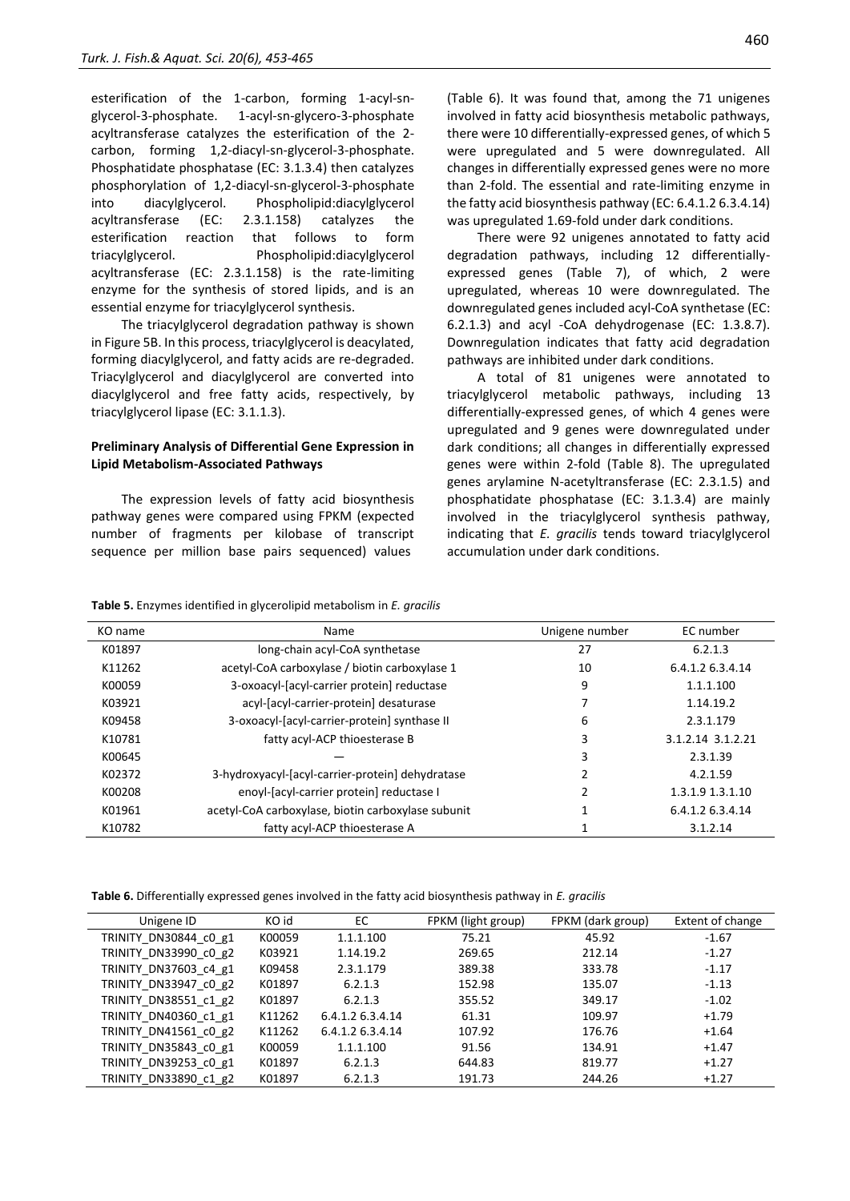esterification of the 1-carbon, forming 1-acyl-sn-glycerol-3-phosphate. 1-acyl-sn-glycero-3-phosphate acyltransferase catalyzes the esterification of the 2-carbon, forming 1,2-diacyl-sn-glycerol-3-phosphate. Phosphatidate phosphatase (EC: 3.1.3.4) then catalyzes phosphorylation of 1,2-diacyl-sn-glycerol-3-phosphate into diacylglycerol. Phospholipid:diacylglycerol acyltransferase (EC: 2.3.1.158) catalyzes the esterification reaction that follows to form triacylglycerol. Phospholipid:diacylglycerol acyltransferase (EC: 2.3.1.158) is the rate-limiting enzyme for the synthesis of stored lipids, and is an essential enzyme for triacylglycerol synthesis.

The triacylglycerol degradation pathway is shown in Figure 5B. In this process, triacylglycerol is deacylated, forming diacylglycerol, and fatty acids are re-degraded. Triacylglycerol and diacylglycerol are converted into diacylglycerol and free fatty acids, respectively, by triacylglycerol lipase (EC: 3.1.1.3).

### Preliminary Analysis of Differential Gene Expression in Lipid Metabolism-Associated Pathways

The expression levels of fatty acid biosynthesis pathway genes were compared using FPKM (expected number of fragments per kilobase of transcript sequence per million base pairs sequenced) values (Table 6). It was found that, among the 71 unigenes involved in fatty acid biosynthesis metabolic pathways, there were 10 differentially-expressed genes, of which 5 were upregulated and 5 were downregulated. All changes in differentially expressed genes were no more than 2-fold. The essential and rate-limiting enzyme in the fatty acid biosynthesis pathway (EC: 6.4.1.2 6.3.4.14) was upregulated 1.69-fold under dark conditions.

There were 92 unigenes annotated to fatty acid degradation pathways, including 12 differentially-expressed genes (Table 7), of which, 2 were upregulated, whereas 10 were downregulated. The downregulated genes included acyl-CoA synthetase (EC: 6.2.1.3) and acyl -CoA dehydrogenase (EC: 1.3.8.7). Downregulation indicates that fatty acid degradation pathways are inhibited under dark conditions.

A total of 81 unigenes were annotated to triacylglycerol metabolic pathways, including 13 differentially-expressed genes, of which 4 genes were upregulated and 9 genes were downregulated under dark conditions; all changes in differentially expressed genes were within 2-fold (Table 8). The upregulated genes arylamine N-acetyltransferase (EC: 2.3.1.5) and phosphatidate phosphatase (EC: 3.1.3.4) are mainly involved in the triacylglycerol synthesis pathway, indicating that *E. gracilis* tends toward triacylglycerol accumulation under dark conditions.

**Table 5.** Enzymes identified in glycerolipid metabolism in *E. gracilis*

| KO name | Name | Unigene number | EC number |
|---|---|---|---|
| K01897 | long-chain acyl-CoA synthetase | 27 | 6.2.1.3 |
| K11262 | acetyl-CoA carboxylase / biotin carboxylase 1 | 10 | 6.4.1.2 6.3.4.14 |
| K00059 | 3-oxoacyl-[acyl-carrier protein] reductase | 9 | 1.1.1.100 |
| K03921 | acyl-[acyl-carrier-protein] desaturase | 7 | 1.14.19.2 |
| K09458 | 3-oxoacyl-[acyl-carrier-protein] synthase II | 6 | 2.3.1.179 |
| K10781 | fatty acyl-ACP thioesterase B | 3 | 3.1.2.14 3.1.2.21 |
| K00645 | — | 3 | 2.3.1.39 |
| K02372 | 3-hydroxyacyl-[acyl-carrier-protein] dehydratase | 2 | 4.2.1.59 |
| K00208 | enoyl-[acyl-carrier protein] reductase I | 2 | 1.3.1.9 1.3.1.10 |
| K01961 | acetyl-CoA carboxylase, biotin carboxylase subunit | 1 | 6.4.1.2 6.3.4.14 |
| K10782 | fatty acyl-ACP thioesterase A | 1 | 3.1.2.14 |

**Table 6.** Differentially expressed genes involved in the fatty acid biosynthesis pathway in *E. gracilis*

| Unigene ID | KO id | EC | FPKM (light group) | FPKM (dark group) | Extent of change |
|---|---|---|---|---|---|
| TRINITY_DN30844_c0_g1 | K00059 | 1.1.1.100 | 75.21 | 45.92 | -1.67 |
| TRINITY_DN33990_c0_g2 | K03921 | 1.14.19.2 | 269.65 | 212.14 | -1.27 |
| TRINITY_DN37603_c4_g1 | K09458 | 2.3.1.179 | 389.38 | 333.78 | -1.17 |
| TRINITY_DN33947_c0_g2 | K01897 | 6.2.1.3 | 152.98 | 135.07 | -1.13 |
| TRINITY_DN38551_c1_g2 | K01897 | 6.2.1.3 | 355.52 | 349.17 | -1.02 |
| TRINITY_DN40360_c1_g1 | K11262 | 6.4.1.2 6.3.4.14 | 61.31 | 109.97 | +1.79 |
| TRINITY_DN41561_c0_g2 | K11262 | 6.4.1.2 6.3.4.14 | 107.92 | 176.76 | +1.64 |
| TRINITY_DN35843_c0_g1 | K00059 | 1.1.1.100 | 91.56 | 134.91 | +1.47 |
| TRINITY_DN39253_c0_g1 | K01897 | 6.2.1.3 | 644.83 | 819.77 | +1.27 |
| TRINITY_DN33890_c1_g2 | K01897 | 6.2.1.3 | 191.73 | 244.26 | +1.27 |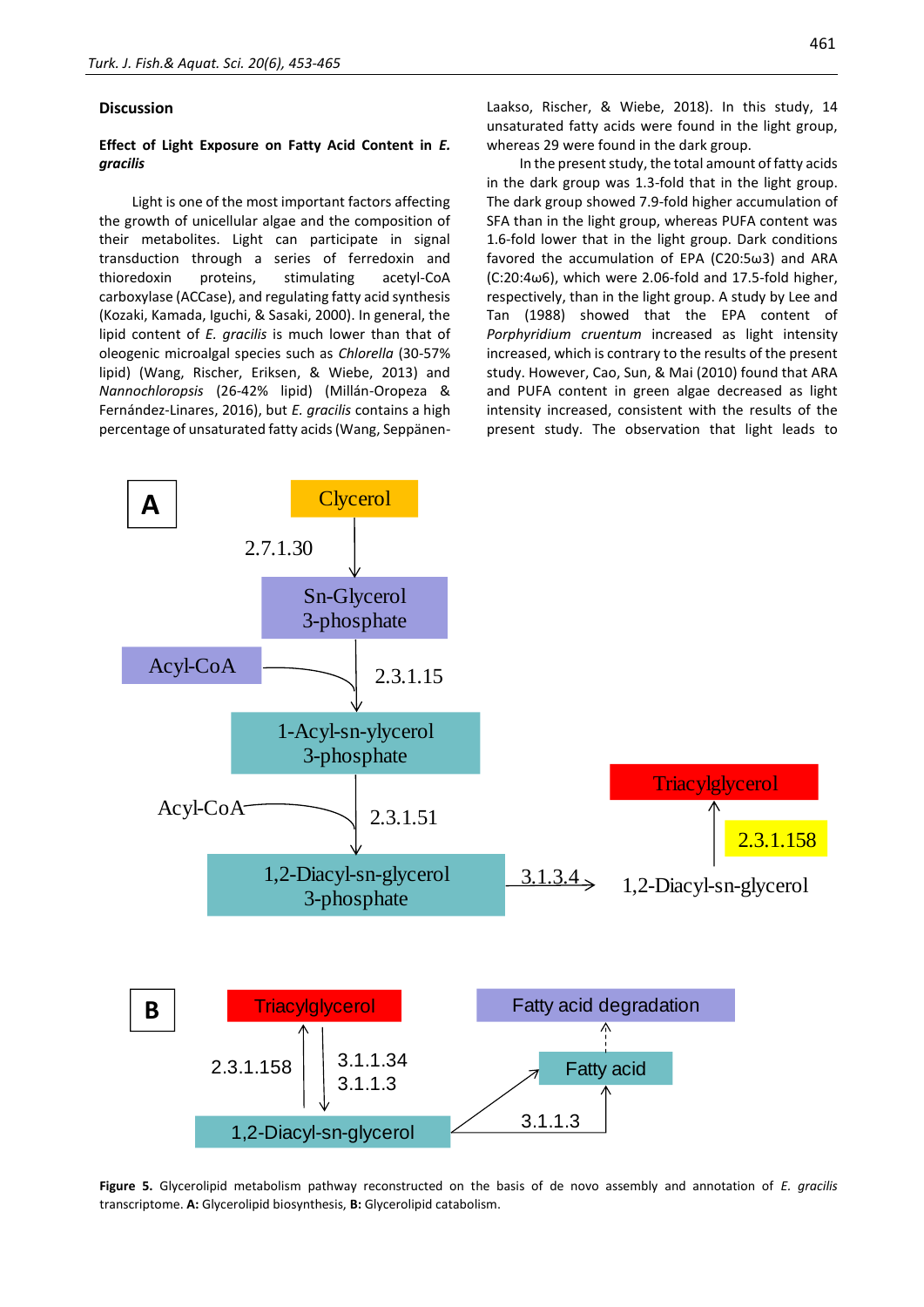## Discussion

### Effect of Light Exposure on Fatty Acid Content in *E. gracilis*

Light is one of the most important factors affecting the growth of unicellular algae and the composition of their metabolites. Light can participate in signal transduction through a series of ferredoxin and thioredoxin proteins, stimulating acetyl-CoA carboxylase (ACCase), and regulating fatty acid synthesis (Kozaki, Kamada, Iguchi, & Sasaki, 2000). In general, the lipid content of *E. gracilis* is much lower than that of oleogenic microalgal species such as *Chlorella* (30-57% lipid) (Wang, Rischer, Eriksen, & Wiebe, 2013) and *Nannochloropsis* (26-42% lipid) (Millán-Oropeza & Fernández-Linares, 2016), but *E. gracilis* contains a high percentage of unsaturated fatty acids (Wang, Seppänen-Laakso, Rischer, & Wiebe, 2018). In this study, 14 unsaturated fatty acids were found in the light group, whereas 29 were found in the dark group.

In the present study, the total amount of fatty acids in the dark group was 1.3-fold that in the light group. The dark group showed 7.9-fold higher accumulation of SFA than in the light group, whereas PUFA content was 1.6-fold lower that in the light group. Dark conditions favored the accumulation of EPA (C20:5ω3) and ARA (C:20:4ω6), which were 2.06-fold and 17.5-fold higher, respectively, than in the light group. A study by Lee and Tan (1988) showed that the EPA content of *Porphyridium cruentum* increased as light intensity increased, which is contrary to the results of the present study. However, Cao, Sun, & Mai (2010) found that ARA and PUFA content in green algae decreased as light intensity increased, consistent with the results of the present study. The observation that light leads to

**Figure 5.** Glycerolipid metabolism pathway reconstructed on the basis of de novo assembly and annotation of *E. gracilis* transcriptome. **A:** Glycerolipid biosynthesis, **B:** Glycerolipid catabolism.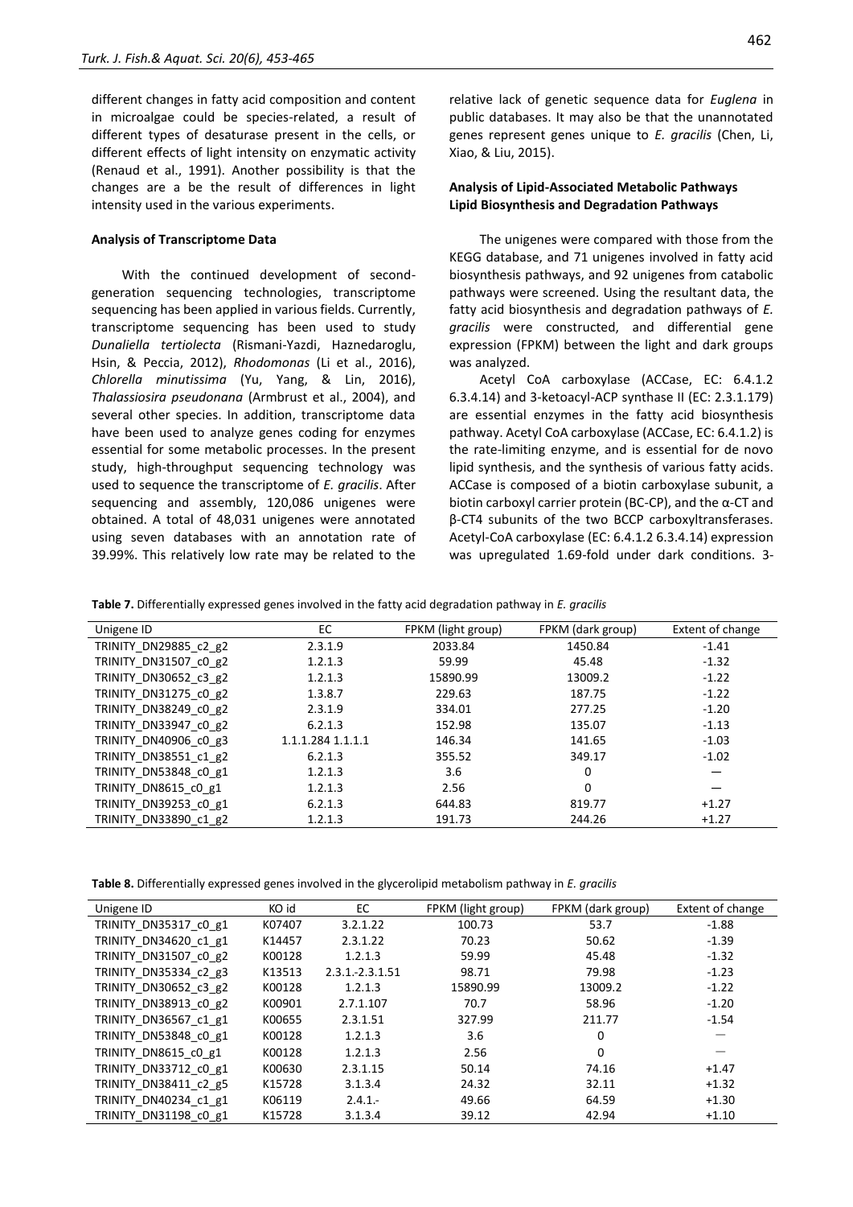different changes in fatty acid composition and content in microalgae could be species-related, a result of different types of desaturase present in the cells, or different effects of light intensity on enzymatic activity (Renaud et al., 1991). Another possibility is that the changes are a be the result of differences in light intensity used in the various experiments.

**Analysis of Transcriptome Data**

With the continued development of second-generation sequencing technologies, transcriptome sequencing has been applied in various fields. Currently, transcriptome sequencing has been used to study *Dunaliella tertiolecta* (Rismani-Yazdi, Haznedaroglu, Hsin, & Peccia, 2012), *Rhodomonas* (Li et al., 2016), *Chlorella minutissima* (Yu, Yang, & Lin, 2016), *Thalassiosira pseudonana* (Armbrust et al., 2004), and several other species. In addition, transcriptome data have been used to analyze genes coding for enzymes essential for some metabolic processes. In the present study, high-throughput sequencing technology was used to sequence the transcriptome of *E. gracilis*. After sequencing and assembly, 120,086 unigenes were obtained. A total of 48,031 unigenes were annotated using seven databases with an annotation rate of 39.99%. This relatively low rate may be related to the relative lack of genetic sequence data for *Euglena* in public databases. It may also be that the unannotated genes represent genes unique to *E. gracilis* (Chen, Li, Xiao, & Liu, 2015).

**Analysis of Lipid-Associated Metabolic Pathways Lipid Biosynthesis and Degradation Pathways**

The unigenes were compared with those from the KEGG database, and 71 unigenes involved in fatty acid biosynthesis pathways, and 92 unigenes from catabolic pathways were screened. Using the resultant data, the fatty acid biosynthesis and degradation pathways of *E. gracilis* were constructed, and differential gene expression (FPKM) between the light and dark groups was analyzed.

Acetyl CoA carboxylase (ACCase, EC: 6.4.1.2 6.3.4.14) and 3-ketoacyl-ACP synthase II (EC: 2.3.1.179) are essential enzymes in the fatty acid biosynthesis pathway. Acetyl CoA carboxylase (ACCase, EC: 6.4.1.2) is the rate-limiting enzyme, and is essential for de novo lipid synthesis, and the synthesis of various fatty acids. ACCase is composed of a biotin carboxylase subunit, a biotin carboxyl carrier protein (BC-CP), and the α-CT and β-CT4 subunits of the two BCCP carboxyltransferases. Acetyl-CoA carboxylase (EC: 6.4.1.2 6.3.4.14) expression was upregulated 1.69-fold under dark conditions. 3-

**Table 7.** Differentially expressed genes involved in the fatty acid degradation pathway in *E. gracilis*

| Unigene ID | EC | FPKM (light group) | FPKM (dark group) | Extent of change |
|---|---|---|---|---|
| TRINITY_DN29885_c2_g2 | 2.3.1.9 | 2033.84 | 1450.84 | -1.41 |
| TRINITY_DN31507_c0_g2 | 1.2.1.3 | 59.99 | 45.48 | -1.32 |
| TRINITY_DN30652_c3_g2 | 1.2.1.3 | 15890.99 | 13009.2 | -1.22 |
| TRINITY_DN31275_c0_g2 | 1.3.8.7 | 229.63 | 187.75 | -1.22 |
| TRINITY_DN38249_c0_g2 | 2.3.1.9 | 334.01 | 277.25 | -1.20 |
| TRINITY_DN33947_c0_g2 | 6.2.1.3 | 152.98 | 135.07 | -1.13 |
| TRINITY_DN40906_c0_g3 | 1.1.1.284 1.1.1.1 | 146.34 | 141.65 | -1.03 |
| TRINITY_DN38551_c1_g2 | 6.2.1.3 | 355.52 | 349.17 | -1.02 |
| TRINITY_DN53848_c0_g1 | 1.2.1.3 | 3.6 | 0 | — |
| TRINITY_DN8615_c0_g1 | 1.2.1.3 | 2.56 | 0 | — |
| TRINITY_DN39253_c0_g1 | 6.2.1.3 | 644.83 | 819.77 | +1.27 |
| TRINITY_DN33890_c1_g2 | 1.2.1.3 | 191.73 | 244.26 | +1.27 |

**Table 8.** Differentially expressed genes involved in the glycerolipid metabolism pathway in *E. gracilis*

| Unigene ID | KO id | EC | FPKM (light group) | FPKM (dark group) | Extent of change |
|---|---|---|---|---|---|
| TRINITY_DN35317_c0_g1 | K07407 | 3.2.1.22 | 100.73 | 53.7 | -1.88 |
| TRINITY_DN34620_c1_g1 | K14457 | 2.3.1.22 | 70.23 | 50.62 | -1.39 |
| TRINITY_DN31507_c0_g2 | K00128 | 1.2.1.3 | 59.99 | 45.48 | -1.32 |
| TRINITY_DN35334_c2_g3 | K13513 | 2.3.1.-2.3.1.51 | 98.71 | 79.98 | -1.23 |
| TRINITY_DN30652_c3_g2 | K00128 | 1.2.1.3 | 15890.99 | 13009.2 | -1.22 |
| TRINITY_DN38913_c0_g2 | K00901 | 2.7.1.107 | 70.7 | 58.96 | -1.20 |
| TRINITY_DN36567_c1_g1 | K00655 | 2.3.1.51 | 327.99 | 211.77 | -1.54 |
| TRINITY_DN53848_c0_g1 | K00128 | 1.2.1.3 | 3.6 | 0 | — |
| TRINITY_DN8615_c0_g1 | K00128 | 1.2.1.3 | 2.56 | 0 | — |
| TRINITY_DN33712_c0_g1 | K00630 | 2.3.1.15 | 50.14 | 74.16 | +1.47 |
| TRINITY_DN38411_c2_g5 | K15728 | 3.1.3.4 | 24.32 | 32.11 | +1.32 |
| TRINITY_DN40234_c1_g1 | K06119 | 2.4.1.- | 49.66 | 64.59 | +1.30 |
| TRINITY_DN31198_c0_g1 | K15728 | 3.1.3.4 | 39.12 | 42.94 | +1.10 |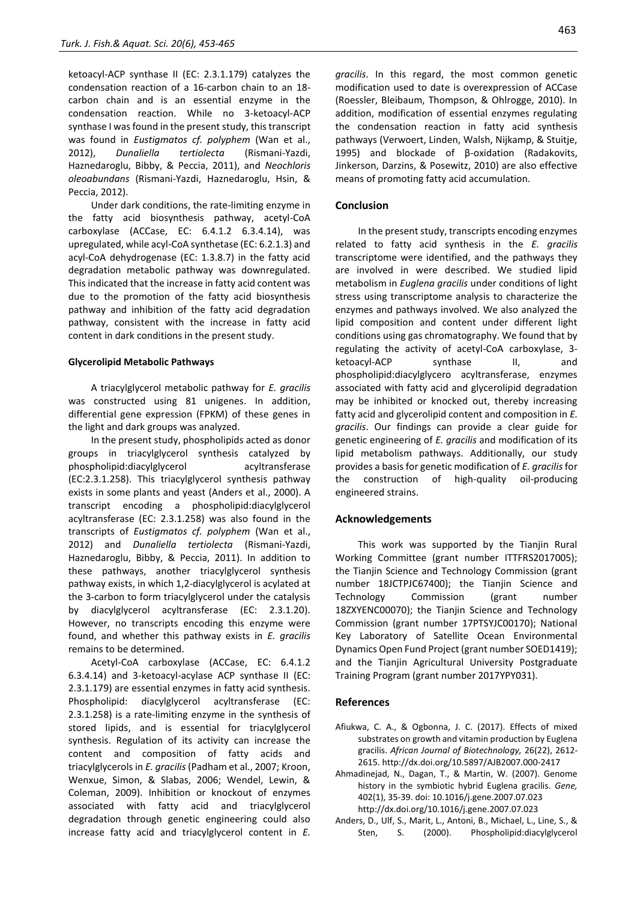ketoacyl-ACP synthase II (EC: 2.3.1.179) catalyzes the condensation reaction of a 16-carbon chain to an 18-carbon chain and is an essential enzyme in the condensation reaction. While no 3-ketoacyl-ACP synthase I was found in the present study, this transcript was found in *Eustigmatos cf. polyphem* (Wan et al., 2012), *Dunaliella tertiolecta* (Rismani-Yazdi, Haznedaroglu, Bibby, & Peccia, 2011), and *Neochloris oleoabundans* (Rismani-Yazdi, Haznedaroglu, Hsin, & Peccia, 2012).

Under dark conditions, the rate-limiting enzyme in the fatty acid biosynthesis pathway, acetyl-CoA carboxylase (ACCase, EC: 6.4.1.2 6.3.4.14), was upregulated, while acyl-CoA synthetase (EC: 6.2.1.3) and acyl-CoA dehydrogenase (EC: 1.3.8.7) in the fatty acid degradation metabolic pathway was downregulated. This indicated that the increase in fatty acid content was due to the promotion of the fatty acid biosynthesis pathway and inhibition of the fatty acid degradation pathway, consistent with the increase in fatty acid content in dark conditions in the present study.

#### Glycerolipid Metabolic Pathways

A triacylglycerol metabolic pathway for *E. gracilis* was constructed using 81 unigenes. In addition, differential gene expression (FPKM) of these genes in the light and dark groups was analyzed.

In the present study, phospholipids acted as donor groups in triacylglycerol synthesis catalyzed by phospholipid:diacylglycerol acyltransferase (EC:2.3.1.258). This triacylglycerol synthesis pathway exists in some plants and yeast (Anders et al., 2000). A transcript encoding a phospholipid:diacylglycerol acyltransferase (EC: 2.3.1.258) was also found in the transcripts of *Eustigmatos cf. polyphem* (Wan et al., 2012) and *Dunaliella tertiolecta* (Rismani-Yazdi, Haznedaroglu, Bibby, & Peccia, 2011). In addition to these pathways, another triacylglycerol synthesis pathway exists, in which 1,2-diacylglycerol is acylated at the 3-carbon to form triacylglycerol under the catalysis by diacylglycerol acyltransferase (EC: 2.3.1.20). However, no transcripts encoding this enzyme were found, and whether this pathway exists in *E. gracilis* remains to be determined.

Acetyl-CoA carboxylase (ACCase, EC: 6.4.1.2 6.3.4.14) and 3-ketoacyl-acylase ACP synthase II (EC: 2.3.1.179) are essential enzymes in fatty acid synthesis. Phospholipid: diacylglycerol acyltransferase (EC: 2.3.1.258) is a rate-limiting enzyme in the synthesis of stored lipids, and is essential for triacylglycerol synthesis. Regulation of its activity can increase the content and composition of fatty acids and triacylglycerols in *E. gracilis* (Padham et al., 2007; Kroon, Wenxue, Simon, & Slabas, 2006; Wendel, Lewin, & Coleman, 2009). Inhibition or knockout of enzymes associated with fatty acid and triacylglycerol degradation through genetic engineering could also increase fatty acid and triacylglycerol content in *E. gracilis*. In this regard, the most common genetic modification used to date is overexpression of ACCase (Roessler, Bleibaum, Thompson, & Ohlrogge, 2010). In addition, modification of essential enzymes regulating the condensation reaction in fatty acid synthesis pathways (Verwoert, Linden, Walsh, Nijkamp, & Stuitje, 1995) and blockade of β-oxidation (Radakovits, Jinkerson, Darzins, & Posewitz, 2010) are also effective means of promoting fatty acid accumulation.

## Conclusion

In the present study, transcripts encoding enzymes related to fatty acid synthesis in the *E. gracilis* transcriptome were identified, and the pathways they are involved in were described. We studied lipid metabolism in *Euglena gracilis* under conditions of light stress using transcriptome analysis to characterize the enzymes and pathways involved. We also analyzed the lipid composition and content under different light conditions using gas chromatography. We found that by regulating the activity of acetyl-CoA carboxylase, 3-ketoacyl-ACP synthase II, and phospholipid:diacylglycero acyltransferase, enzymes associated with fatty acid and glycerolipid degradation may be inhibited or knocked out, thereby increasing fatty acid and glycerolipid content and composition in *E. gracilis*. Our findings can provide a clear guide for genetic engineering of *E. gracilis* and modification of its lipid metabolism pathways. Additionally, our study provides a basis for genetic modification of *E. gracilis* for the construction of high-quality oil-producing engineered strains.

## Acknowledgements

This work was supported by the Tianjin Rural Working Committee (grant number ITTFRS2017005); the Tianjin Science and Technology Commission (grant number 18JCTPJC67400); the Tianjin Science and Technology Commission (grant number 18ZXYENC00070); the Tianjin Science and Technology Commission (grant number 17PTSYJC00170); National Key Laboratory of Satellite Ocean Environmental Dynamics Open Fund Project (grant number SOED1419); and the Tianjin Agricultural University Postgraduate Training Program (grant number 2017YPY031).

## References

Afiukwa, C. A., & Ogbonna, J. C. (2017). Effects of mixed substrates on growth and vitamin production by Euglena gracilis. *African Journal of Biotechnology,* 26(22), 2612-2615. http://dx.doi.org/10.5897/AJB2007.000-2417

Ahmadinejad, N., Dagan, T., & Martin, W. (2007). Genome history in the symbiotic hybrid Euglena gracilis. *Gene,* 402(1), 35-39. doi: 10.1016/j.gene.2007.07.023 http://dx.doi.org/10.1016/j.gene.2007.07.023

Anders, D., Ulf, S., Marit, L., Antoni, B., Michael, L., Line, S., & Sten, S. (2000). Phospholipid:diacylglycerol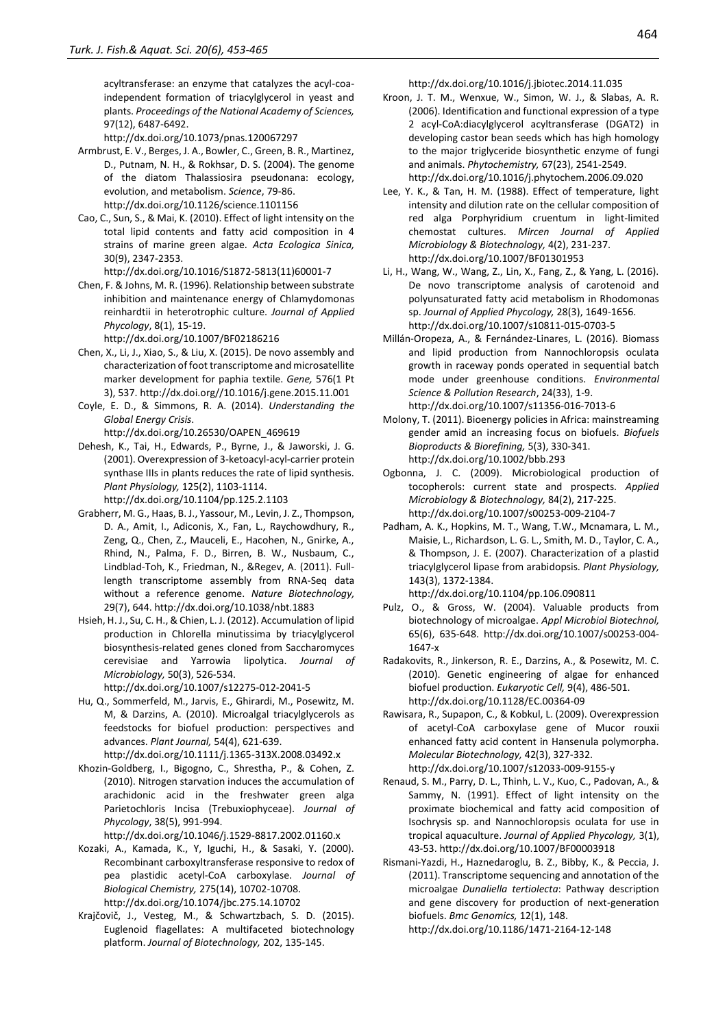acyltransferase: an enzyme that catalyzes the acyl-coa-independent formation of triacylglycerol in yeast and plants. *Proceedings of the National Academy of Sciences,* 97(12), 6487-6492. http://dx.doi.org/10.1073/pnas.120067297

Armbrust, E. V., Berges, J. A., Bowler, C., Green, B. R., Martinez, D., Putnam, N. H., & Rokhsar, D. S. (2004). The genome of the diatom Thalassiosira pseudonana: ecology, evolution, and metabolism. *Science*, 79-86. http://dx.doi.org/10.1126/science.1101156

Cao, C., Sun, S., & Mai, K. (2010). Effect of light intensity on the total lipid contents and fatty acid composition in 4 strains of marine green algae. *Acta Ecologica Sinica,* 30(9), 2347-2353. http://dx.doi.org/10.1016/S1872-5813(11)60001-7

Chen, F. & Johns, M. R. (1996). Relationship between substrate inhibition and maintenance energy of Chlamydomonas reinhardtii in heterotrophic culture. *Journal of Applied Phycology*, 8(1), 15-19. http://dx.doi.org/10.1007/BF02186216

Chen, X., Li, J., Xiao, S., & Liu, X. (2015). De novo assembly and characterization of foot transcriptome and microsatellite marker development for paphia textile. *Gene,* 576(1 Pt 3), 537. http://dx.doi.org//10.1016/j.gene.2015.11.001

Coyle, E. D., & Simmons, R. A. (2014). *Understanding the Global Energy Crisis*. http://dx.doi.org/10.26530/OAPEN_469619

Dehesh, K., Tai, H., Edwards, P., Byrne, J., & Jaworski, J. G. (2001). Overexpression of 3-ketoacyl-acyl-carrier protein synthase IIIs in plants reduces the rate of lipid synthesis. *Plant Physiology,* 125(2), 1103-1114. http://dx.doi.org/10.1104/pp.125.2.1103

Grabherr, M. G., Haas, B. J., Yassour, M., Levin, J. Z., Thompson, D. A., Amit, I., Adiconis, X., Fan, L., Raychowdhury, R., Zeng, Q., Chen, Z., Mauceli, E., Hacohen, N., Gnirke, A., Rhind, N., Palma, F. D., Birren, B. W., Nusbaum, C., Lindblad-Toh, K., Friedman, N., &Regev, A. (2011). Full-length transcriptome assembly from RNA-Seq data without a reference genome. *Nature Biotechnology,* 29(7), 644. http://dx.doi.org/10.1038/nbt.1883

Hsieh, H. J., Su, C. H., & Chien, L. J. (2012). Accumulation of lipid production in Chlorella minutissima by triacylglycerol biosynthesis-related genes cloned from Saccharomyces cerevisiae and Yarrowia lipolytica. *Journal of Microbiology,* 50(3), 526-534. http://dx.doi.org/10.1007/s12275-012-2041-5

Hu, Q., Sommerfeld, M., Jarvis, E., Ghirardi, M., Posewitz, M. M, & Darzins, A. (2010). Microalgal triacylglycerols as feedstocks for biofuel production: perspectives and advances. *Plant Journal,* 54(4), 621-639. http://dx.doi.org/10.1111/j.1365-313X.2008.03492.x

Khozin-Goldberg, I., Bigogno, C., Shrestha, P., & Cohen, Z. (2010). Nitrogen starvation induces the accumulation of arachidonic acid in the freshwater green alga Parietochloris Incisa (Trebuxiophyceae). *Journal of Phycology*, 38(5), 991-994. http://dx.doi.org/10.1046/j.1529-8817.2002.01160.x

Kozaki, A., Kamada, K., Y, Iguchi, H., & Sasaki, Y. (2000). Recombinant carboxyltransferase responsive to redox of pea plastidic acetyl-CoA carboxylase. *Journal of Biological Chemistry,* 275(14), 10702-10708. http://dx.doi.org/10.1074/jbc.275.14.10702

Krajčovič, J., Vesteg, M., & Schwartzbach, S. D. (2015). Euglenoid flagellates: A multifaceted biotechnology platform. *Journal of Biotechnology,* 202, 135-145. http://dx.doi.org/10.1016/j.jbiotec.2014.11.035

Kroon, J. T. M., Wenxue, W., Simon, W. J., & Slabas, A. R. (2006). Identification and functional expression of a type 2 acyl-CoA:diacylglycerol acyltransferase (DGAT2) in developing castor bean seeds which has high homology to the major triglyceride biosynthetic enzyme of fungi and animals. *Phytochemistry,* 67(23), 2541-2549. http://dx.doi.org/10.1016/j.phytochem.2006.09.020

Lee, Y. K., & Tan, H. M. (1988). Effect of temperature, light intensity and dilution rate on the cellular composition of red alga Porphyridium cruentum in light-limited chemostat cultures. *Mircen Journal of Applied Microbiology & Biotechnology,* 4(2), 231-237. http://dx.doi.org/10.1007/BF01301953

Li, H., Wang, W., Wang, Z., Lin, X., Fang, Z., & Yang, L. (2016). De novo transcriptome analysis of carotenoid and polyunsaturated fatty acid metabolism in Rhodomonas sp. *Journal of Applied Phycology,* 28(3), 1649-1656. http://dx.doi.org/10.1007/s10811-015-0703-5

Millán-Oropeza, A., & Fernández-Linares, L. (2016). Biomass and lipid production from Nannochloropsis oculata growth in raceway ponds operated in sequential batch mode under greenhouse conditions. *Environmental Science & Pollution Research*, 24(33), 1-9. http://dx.doi.org/10.1007/s11356-016-7013-6

Molony, T. (2011). Bioenergy policies in Africa: mainstreaming gender amid an increasing focus on biofuels. *Biofuels Bioproducts & Biorefining,* 5(3), 330-341. http://dx.doi.org/10.1002/bbb.293

Ogbonna, J. C. (2009). Microbiological production of tocopherols: current state and prospects. *Applied Microbiology & Biotechnology,* 84(2), 217-225. http://dx.doi.org/10.1007/s00253-009-2104-7

Padham, A. K., Hopkins, M. T., Wang, T.W., Mcnamara, L. M., Maisie, L., Richardson, L. G. L., Smith, M. D., Taylor, C. A., & Thompson, J. E. (2007). Characterization of a plastid triacylglycerol lipase from arabidopsis. *Plant Physiology,* 143(3), 1372-1384. http://dx.doi.org/10.1104/pp.106.090811

Pulz, O., & Gross, W. (2004). Valuable products from biotechnology of microalgae. *Appl Microbiol Biotechnol,* 65(6), 635-648. http://dx.doi.org/10.1007/s00253-004-1647-x

Radakovits, R., Jinkerson, R. E., Darzins, A., & Posewitz, M. C. (2010). Genetic engineering of algae for enhanced biofuel production. *Eukaryotic Cell,* 9(4), 486-501. http://dx.doi.org/10.1128/EC.00364-09

Rawisara, R., Supapon, C., & Kobkul, L. (2009). Overexpression of acetyl-CoA carboxylase gene of Mucor rouxii enhanced fatty acid content in Hansenula polymorpha. *Molecular Biotechnology,* 42(3), 327-332. http://dx.doi.org/10.1007/s12033-009-9155-y

Renaud, S. M., Parry, D. L., Thinh, L. V., Kuo, C., Padovan, A., & Sammy, N. (1991). Effect of light intensity on the proximate biochemical and fatty acid composition of Isochrysis sp. and Nannochloropsis oculata for use in tropical aquaculture. *Journal of Applied Phycology,* 3(1), 43-53. http://dx.doi.org/10.1007/BF00003918

Rismani-Yazdi, H., Haznedaroglu, B. Z., Bibby, K., & Peccia, J. (2011). Transcriptome sequencing and annotation of the microalgae *Dunaliella tertiolecta*: Pathway description and gene discovery for production of next-generation biofuels. *Bmc Genomics,* 12(1), 148. http://dx.doi.org/10.1186/1471-2164-12-148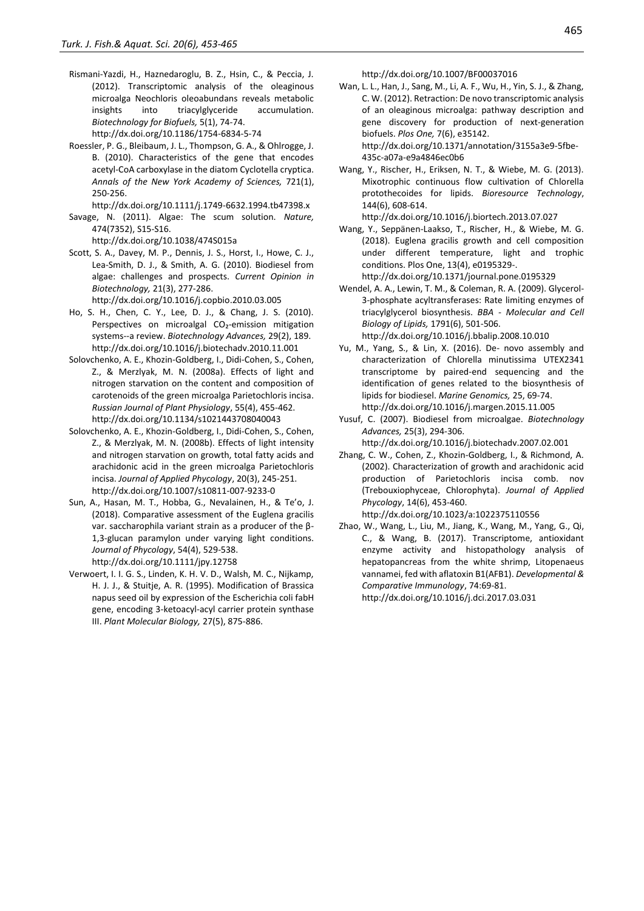Rismani-Yazdi, H., Haznedaroglu, B. Z., Hsin, C., & Peccia, J. (2012). Transcriptomic analysis of the oleaginous microalga Neochloris oleoabundans reveals metabolic insights into triacylglyceride accumulation. *Biotechnology for Biofuels,* 5(1), 74-74. http://dx.doi.org/10.1186/1754-6834-5-74

Roessler, P. G., Bleibaum, J. L., Thompson, G. A., & Ohlrogge, J. B. (2010). Characteristics of the gene that encodes acetyl-CoA carboxylase in the diatom Cyclotella cryptica. *Annals of the New York Academy of Sciences,* 721(1), 250-256. http://dx.doi.org/10.1111/j.1749-6632.1994.tb47398.x

Savage, N. (2011). Algae: The scum solution. *Nature,* 474(7352), S15-S16. http://dx.doi.org/10.1038/474S015a

Scott, S. A., Davey, M. P., Dennis, J. S., Horst, I., Howe, C. J., Lea-Smith, D. J., & Smith, A. G. (2010). Biodiesel from algae: challenges and prospects. *Current Opinion in Biotechnology,* 21(3), 277-286. http://dx.doi.org/10.1016/j.copbio.2010.03.005

Ho, S. H., Chen, C. Y., Lee, D. J., & Chang, J. S. (2010). Perspectives on microalgal $CO_2$-emission mitigation systems--a review. *Biotechnology Advances,* 29(2), 189. http://dx.doi.org/10.1016/j.biotechadv.2010.11.001

Solovchenko, A. E., Khozin-Goldberg, I., Didi-Cohen, S., Cohen, Z., & Merzlyak, M. N. (2008a). Effects of light and nitrogen starvation on the content and composition of carotenoids of the green microalga Parietochloris incisa. *Russian Journal of Plant Physiology*, 55(4), 455-462. http://dx.doi.org/10.1134/s1021443708040043

Solovchenko, A. E., Khozin-Goldberg, I., Didi-Cohen, S., Cohen, Z., & Merzlyak, M. N. (2008b). Effects of light intensity and nitrogen starvation on growth, total fatty acids and arachidonic acid in the green microalga Parietochloris incisa. *Journal of Applied Phycology*, 20(3), 245-251. http://dx.doi.org/10.1007/s10811-007-9233-0

Sun, A., Hasan, M. T., Hobba, G., Nevalainen, H., & Te'o, J. (2018). Comparative assessment of the Euglena gracilis var. saccharophila variant strain as a producer of the β-1,3-glucan paramylon under varying light conditions. *Journal of Phycology*, 54(4), 529-538. http://dx.doi.org/10.1111/jpy.12758

Verwoert, I. I. G. S., Linden, K. H. V. D., Walsh, M. C., Nijkamp, H. J. J., & Stuitje, A. R. (1995). Modification of Brassica napus seed oil by expression of the Escherichia coli fabH gene, encoding 3-ketoacyl-acyl carrier protein synthase III. *Plant Molecular Biology,* 27(5), 875-886. http://dx.doi.org/10.1007/BF00037016

Wan, L. L., Han, J., Sang, M., Li, A. F., Wu, H., Yin, S. J., & Zhang, C. W. (2012). Retraction: De novo transcriptomic analysis of an oleaginous microalga: pathway description and gene discovery for production of next-generation biofuels. *Plos One,* 7(6), e35142. http://dx.doi.org/10.1371/annotation/3155a3e9-5fbe-435c-a07a-e9a4846ec0b6

Wang, Y., Rischer, H., Eriksen, N. T., & Wiebe, M. G. (2013). Mixotrophic continuous flow cultivation of Chlorella protothecoides for lipids. *Bioresource Technology*, 144(6), 608-614. http://dx.doi.org/10.1016/j.biortech.2013.07.027

Wang, Y., Seppänen-Laakso, T., Rischer, H., & Wiebe, M. G. (2018). Euglena gracilis growth and cell composition under different temperature, light and trophic conditions. Plos One, 13(4), e0195329-. http://dx.doi.org/10.1371/journal.pone.0195329

Wendel, A. A., Lewin, T. M., & Coleman, R. A. (2009). Glycerol-3-phosphate acyltransferases: Rate limiting enzymes of triacylglycerol biosynthesis. *BBA - Molecular and Cell Biology of Lipids,* 1791(6), 501-506. http://dx.doi.org/10.1016/j.bbalip.2008.10.010

Yu, M., Yang, S., & Lin, X. (2016). De- novo assembly and characterization of Chlorella minutissima UTEX2341 transcriptome by paired-end sequencing and the identification of genes related to the biosynthesis of lipids for biodiesel. *Marine Genomics,* 25, 69-74. http://dx.doi.org/10.1016/j.margen.2015.11.005

Yusuf, C. (2007). Biodiesel from microalgae. *Biotechnology Advances,* 25(3), 294-306. http://dx.doi.org/10.1016/j.biotechadv.2007.02.001

Zhang, C. W., Cohen, Z., Khozin-Goldberg, I., & Richmond, A. (2002). Characterization of growth and arachidonic acid production of Parietochloris incisa comb. nov (Trebouxiophyceae, Chlorophyta). *Journal of Applied Phycology*, 14(6), 453-460. http://dx.doi.org/10.1023/a:1022375110556

Zhao, W., Wang, L., Liu, M., Jiang, K., Wang, M., Yang, G., Qi, C., & Wang, B. (2017). Transcriptome, antioxidant enzyme activity and histopathology analysis of hepatopancreas from the white shrimp, Litopenaeus vannamei, fed with aflatoxin B1(AFB1). *Developmental & Comparative Immunology*, 74:69-81. http://dx.doi.org/10.1016/j.dci.2017.03.031